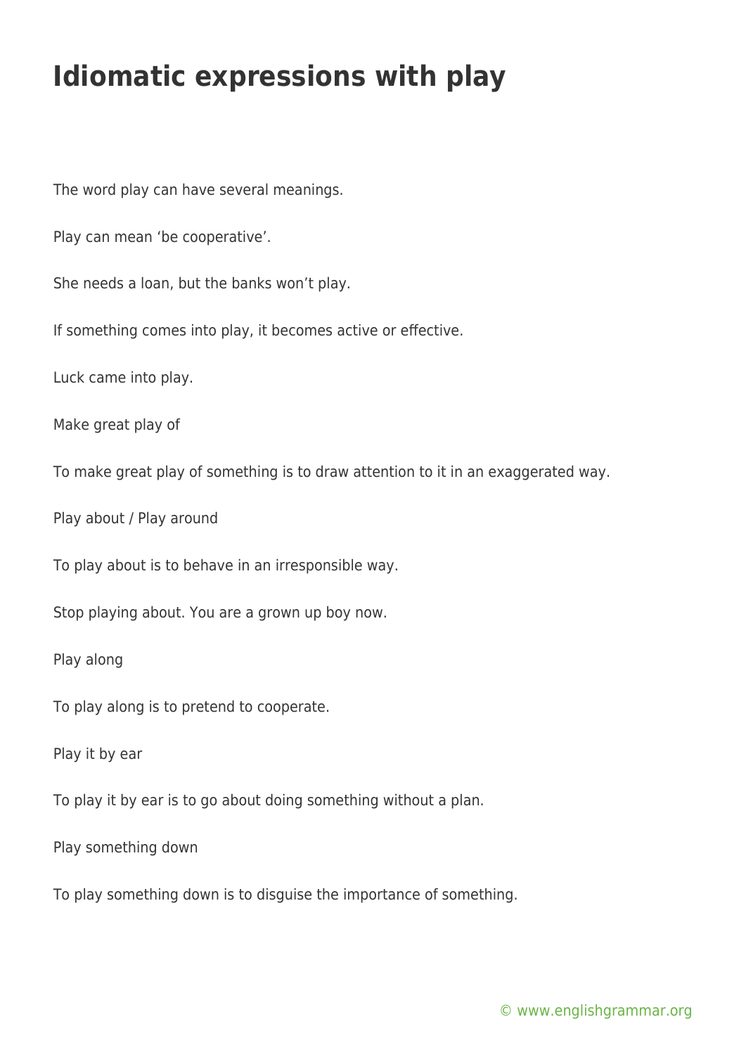# Idiomatic expressions with play

The word play can have several meanings.

Play can mean 'be cooperative'.

She needs a loan, but the banks won't play.

If something comes into play, it becomes active or effective.

Luck came into play.

Make great play of

To make great play of something is to draw attention to it in an exaggerated way.

Play about / Play around

To play about is to behave in an irresponsible way.

Stop playing about. You are a grown up boy now.

Play along

To play along is to pretend to cooperate.

Play it by ear

To play it by ear is to go about doing something without a plan.

Play something down

To play something down is to disguise the importance of something.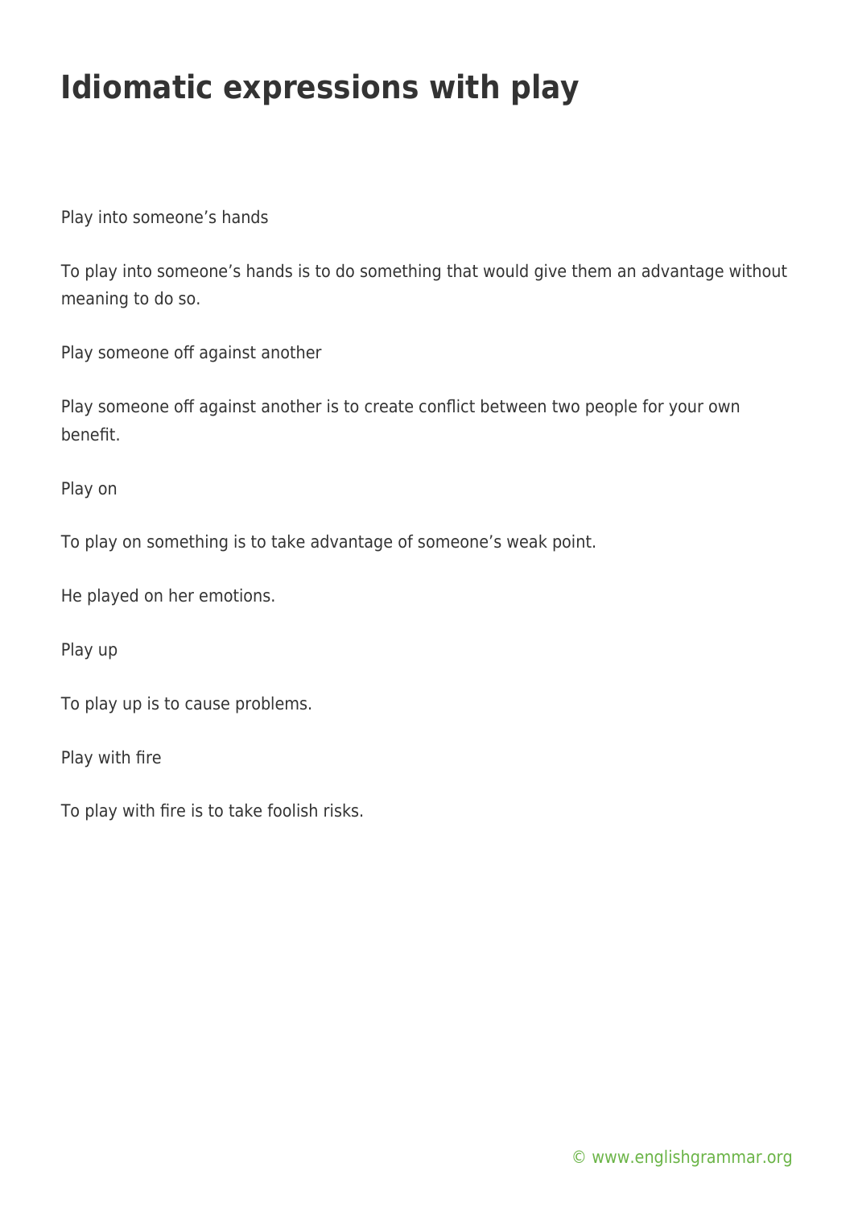# Idiomatic expressions with play

Play into someone's hands

To play into someone's hands is to do something that would give them an advantage without meaning to do so.

Play someone off against another

Play someone off against another is to create conflict between two people for your own benefit.

Play on

To play on something is to take advantage of someone's weak point.

He played on her emotions.

Play up

To play up is to cause problems.

Play with fire

To play with fire is to take foolish risks.